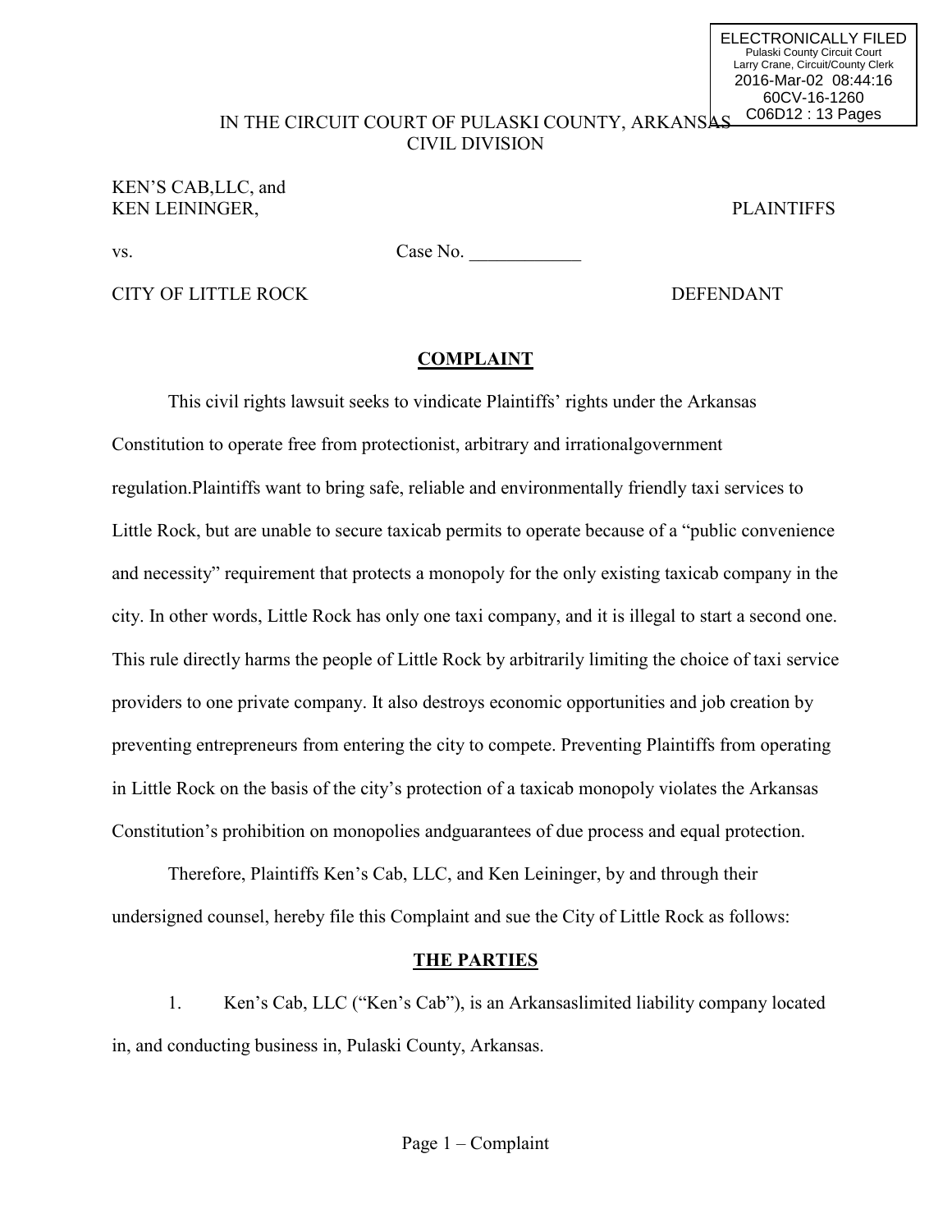ELECTRONICALLY FILED
Pulaski County Circuit Court
Larry Crane, Circuit/County Clerk
2016-Mar-02 08:44:16
60CV-16-1260
C06D12 : 13 Pages

IN THE CIRCUIT COURT OF PULASKI COUNTY, ARKANSAS
CIVIL DIVISION

KEN'S CAB,LLC, and
KEN LEININGER, PLAINTIFFS

vs. Case No. ____________

CITY OF LITTLE ROCK DEFENDANT

## COMPLAINT

This civil rights lawsuit seeks to vindicate Plaintiffs' rights under the Arkansas Constitution to operate free from protectionist, arbitrary and irrationalgovernment regulation.Plaintiffs want to bring safe, reliable and environmentally friendly taxi services to Little Rock, but are unable to secure taxicab permits to operate because of a "public convenience and necessity" requirement that protects a monopoly for the only existing taxicab company in the city. In other words, Little Rock has only one taxi company, and it is illegal to start a second one. This rule directly harms the people of Little Rock by arbitrarily limiting the choice of taxi service providers to one private company. It also destroys economic opportunities and job creation by preventing entrepreneurs from entering the city to compete. Preventing Plaintiffs from operating in Little Rock on the basis of the city's protection of a taxicab monopoly violates the Arkansas Constitution's prohibition on monopolies andguarantees of due process and equal protection.

Therefore, Plaintiffs Ken's Cab, LLC, and Ken Leininger, by and through their undersigned counsel, hereby file this Complaint and sue the City of Little Rock as follows:

## THE PARTIES

1. Ken's Cab, LLC ("Ken's Cab"), is an Arkansaslimited liability company located in, and conducting business in, Pulaski County, Arkansas.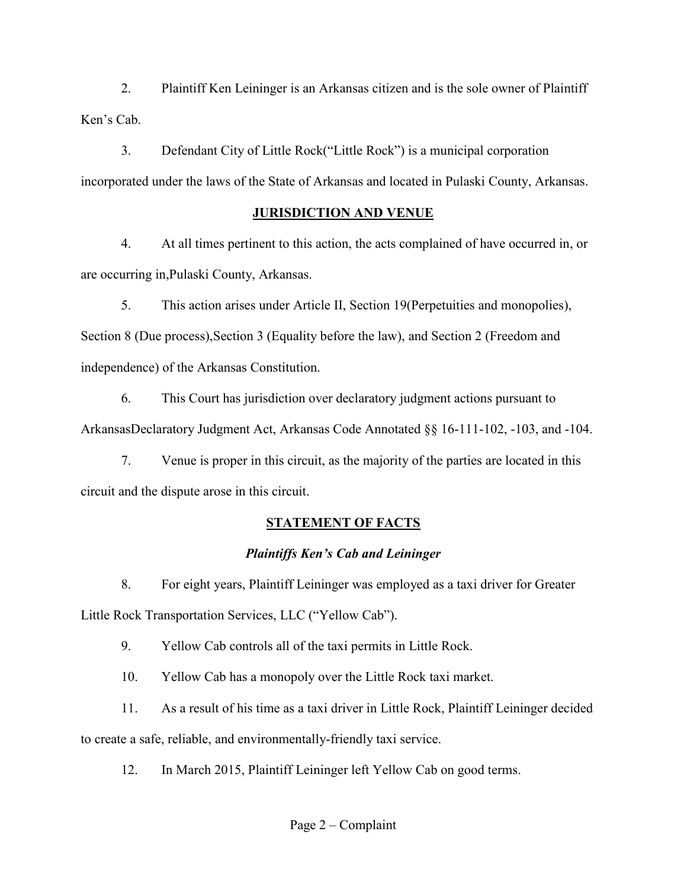2. Plaintiff Ken Leininger is an Arkansas citizen and is the sole owner of Plaintiff Ken's Cab.

3. Defendant City of Little Rock("Little Rock") is a municipal corporation incorporated under the laws of the State of Arkansas and located in Pulaski County, Arkansas.

## JURISDICTION AND VENUE

4. At all times pertinent to this action, the acts complained of have occurred in, or are occurring in,Pulaski County, Arkansas.

5. This action arises under Article II, Section 19(Perpetuities and monopolies), Section 8 (Due process),Section 3 (Equality before the law), and Section 2 (Freedom and independence) of the Arkansas Constitution.

6. This Court has jurisdiction over declaratory judgment actions pursuant to ArkansasDeclaratory Judgment Act, Arkansas Code Annotated §§ 16-111-102, -103, and -104.

7. Venue is proper in this circuit, as the majority of the parties are located in this circuit and the dispute arose in this circuit.

## STATEMENT OF FACTS

### *Plaintiffs Ken's Cab and Leininger*

8. For eight years, Plaintiff Leininger was employed as a taxi driver for Greater Little Rock Transportation Services, LLC ("Yellow Cab").

9. Yellow Cab controls all of the taxi permits in Little Rock.

10. Yellow Cab has a monopoly over the Little Rock taxi market.

11. As a result of his time as a taxi driver in Little Rock, Plaintiff Leininger decided to create a safe, reliable, and environmentally-friendly taxi service.

12. In March 2015, Plaintiff Leininger left Yellow Cab on good terms.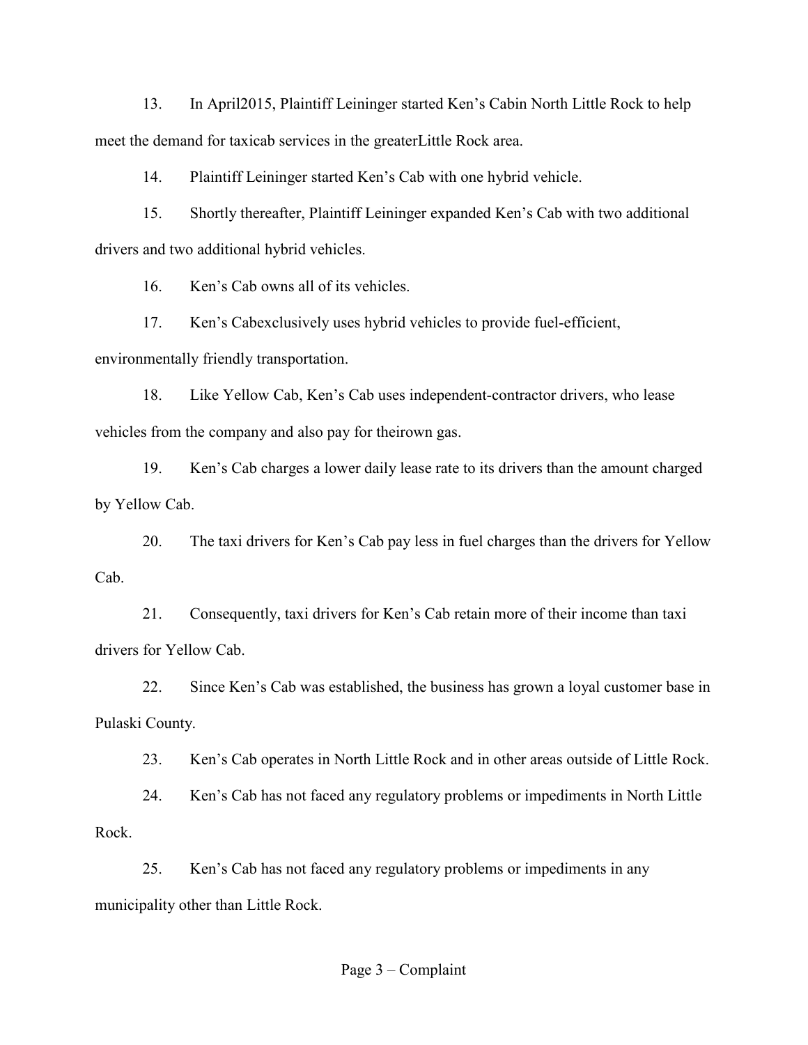13. In April2015, Plaintiff Leininger started Ken's Cabin North Little Rock to help meet the demand for taxicab services in the greaterLittle Rock area.

14. Plaintiff Leininger started Ken's Cab with one hybrid vehicle.

15. Shortly thereafter, Plaintiff Leininger expanded Ken's Cab with two additional drivers and two additional hybrid vehicles.

16. Ken's Cab owns all of its vehicles.

17. Ken's Cabexclusively uses hybrid vehicles to provide fuel-efficient, environmentally friendly transportation.

18. Like Yellow Cab, Ken's Cab uses independent-contractor drivers, who lease vehicles from the company and also pay for theirown gas.

19. Ken's Cab charges a lower daily lease rate to its drivers than the amount charged by Yellow Cab.

20. The taxi drivers for Ken's Cab pay less in fuel charges than the drivers for Yellow Cab.

21. Consequently, taxi drivers for Ken's Cab retain more of their income than taxi drivers for Yellow Cab.

22. Since Ken's Cab was established, the business has grown a loyal customer base in Pulaski County.

23. Ken's Cab operates in North Little Rock and in other areas outside of Little Rock.

24. Ken's Cab has not faced any regulatory problems or impediments in North Little Rock.

25. Ken's Cab has not faced any regulatory problems or impediments in any municipality other than Little Rock.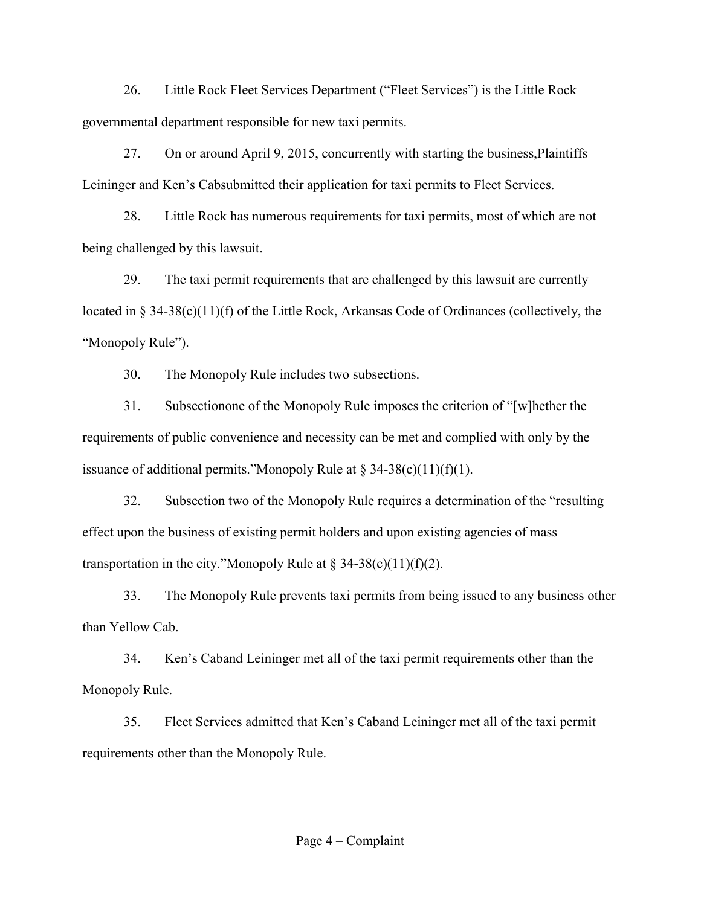26. Little Rock Fleet Services Department ("Fleet Services") is the Little Rock governmental department responsible for new taxi permits.

27. On or around April 9, 2015, concurrently with starting the business,Plaintiffs Leininger and Ken's Cabsubmitted their application for taxi permits to Fleet Services.

28. Little Rock has numerous requirements for taxi permits, most of which are not being challenged by this lawsuit.

29. The taxi permit requirements that are challenged by this lawsuit are currently located in § 34-38(c)(11)(f) of the Little Rock, Arkansas Code of Ordinances (collectively, the "Monopoly Rule").

30. The Monopoly Rule includes two subsections.

31. Subsectionone of the Monopoly Rule imposes the criterion of "[w]hether the requirements of public convenience and necessity can be met and complied with only by the issuance of additional permits."Monopoly Rule at § 34-38(c)(11)(f)(1).

32. Subsection two of the Monopoly Rule requires a determination of the "resulting effect upon the business of existing permit holders and upon existing agencies of mass transportation in the city."Monopoly Rule at § 34-38(c)(11)(f)(2).

33. The Monopoly Rule prevents taxi permits from being issued to any business other than Yellow Cab.

34. Ken's Caband Leininger met all of the taxi permit requirements other than the Monopoly Rule.

35. Fleet Services admitted that Ken's Caband Leininger met all of the taxi permit requirements other than the Monopoly Rule.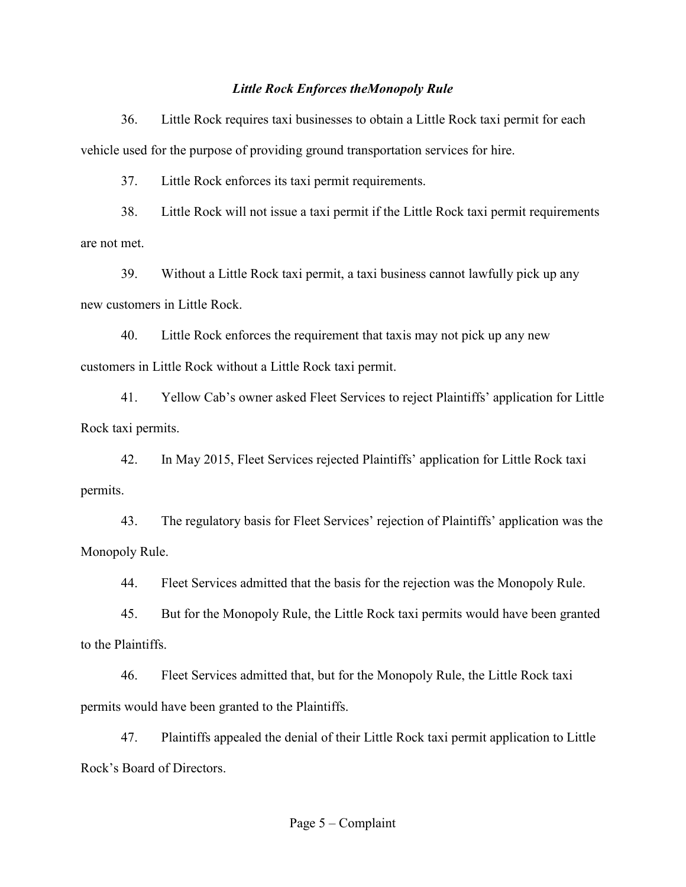### *Little Rock Enforces theMonopoly Rule*

36. Little Rock requires taxi businesses to obtain a Little Rock taxi permit for each vehicle used for the purpose of providing ground transportation services for hire.

37. Little Rock enforces its taxi permit requirements.

38. Little Rock will not issue a taxi permit if the Little Rock taxi permit requirements are not met.

39. Without a Little Rock taxi permit, a taxi business cannot lawfully pick up any new customers in Little Rock.

40. Little Rock enforces the requirement that taxis may not pick up any new customers in Little Rock without a Little Rock taxi permit.

41. Yellow Cab's owner asked Fleet Services to reject Plaintiffs' application for Little Rock taxi permits.

42. In May 2015, Fleet Services rejected Plaintiffs' application for Little Rock taxi permits.

43. The regulatory basis for Fleet Services' rejection of Plaintiffs' application was the Monopoly Rule.

44. Fleet Services admitted that the basis for the rejection was the Monopoly Rule.

45. But for the Monopoly Rule, the Little Rock taxi permits would have been granted to the Plaintiffs.

46. Fleet Services admitted that, but for the Monopoly Rule, the Little Rock taxi permits would have been granted to the Plaintiffs.

47. Plaintiffs appealed the denial of their Little Rock taxi permit application to Little Rock's Board of Directors.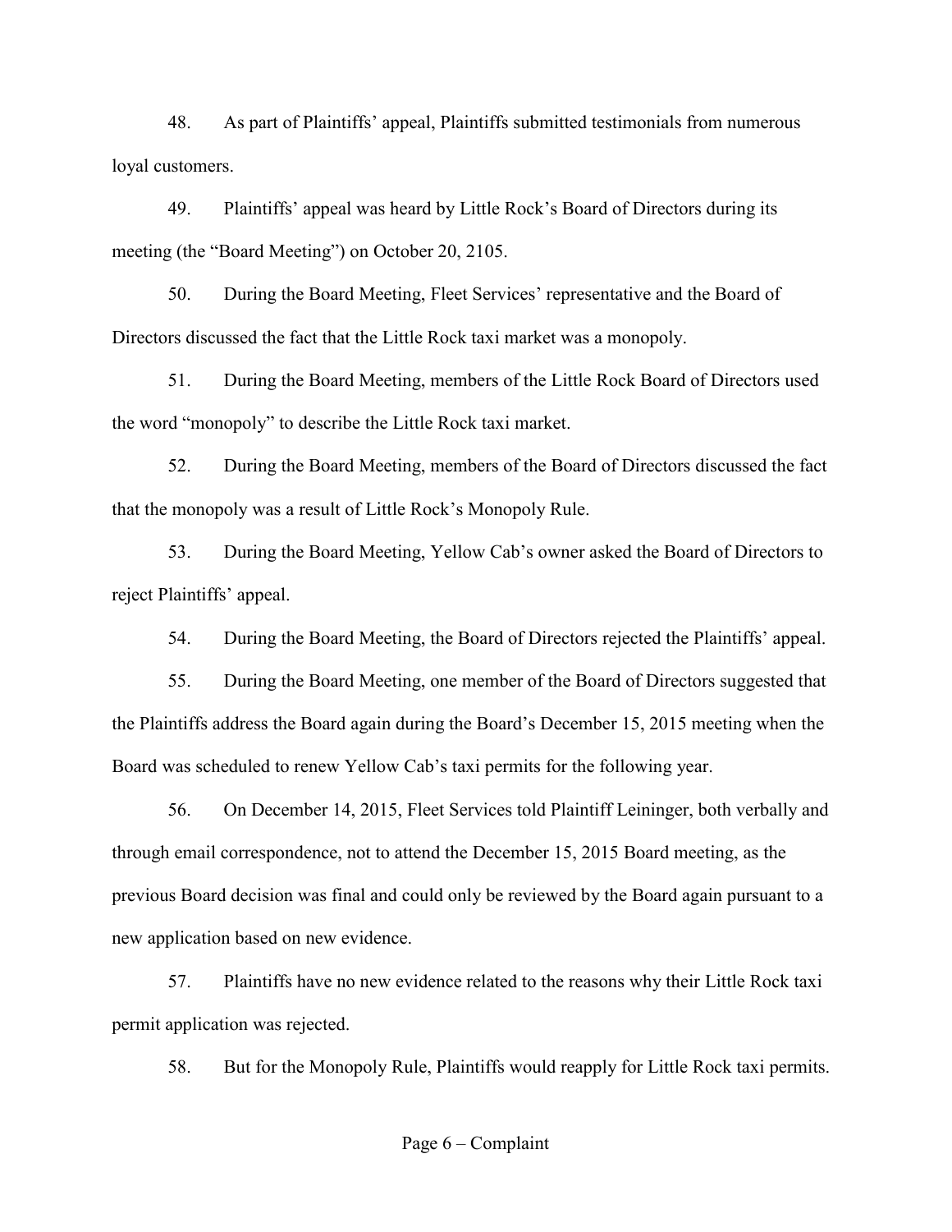48. As part of Plaintiffs' appeal, Plaintiffs submitted testimonials from numerous loyal customers.

49. Plaintiffs' appeal was heard by Little Rock's Board of Directors during its meeting (the "Board Meeting") on October 20, 2105.

50. During the Board Meeting, Fleet Services' representative and the Board of Directors discussed the fact that the Little Rock taxi market was a monopoly.

51. During the Board Meeting, members of the Little Rock Board of Directors used the word "monopoly" to describe the Little Rock taxi market.

52. During the Board Meeting, members of the Board of Directors discussed the fact that the monopoly was a result of Little Rock's Monopoly Rule.

53. During the Board Meeting, Yellow Cab's owner asked the Board of Directors to reject Plaintiffs' appeal.

54. During the Board Meeting, the Board of Directors rejected the Plaintiffs' appeal.

55. During the Board Meeting, one member of the Board of Directors suggested that the Plaintiffs address the Board again during the Board's December 15, 2015 meeting when the Board was scheduled to renew Yellow Cab's taxi permits for the following year.

56. On December 14, 2015, Fleet Services told Plaintiff Leininger, both verbally and through email correspondence, not to attend the December 15, 2015 Board meeting, as the previous Board decision was final and could only be reviewed by the Board again pursuant to a new application based on new evidence.

57. Plaintiffs have no new evidence related to the reasons why their Little Rock taxi permit application was rejected.

58. But for the Monopoly Rule, Plaintiffs would reapply for Little Rock taxi permits.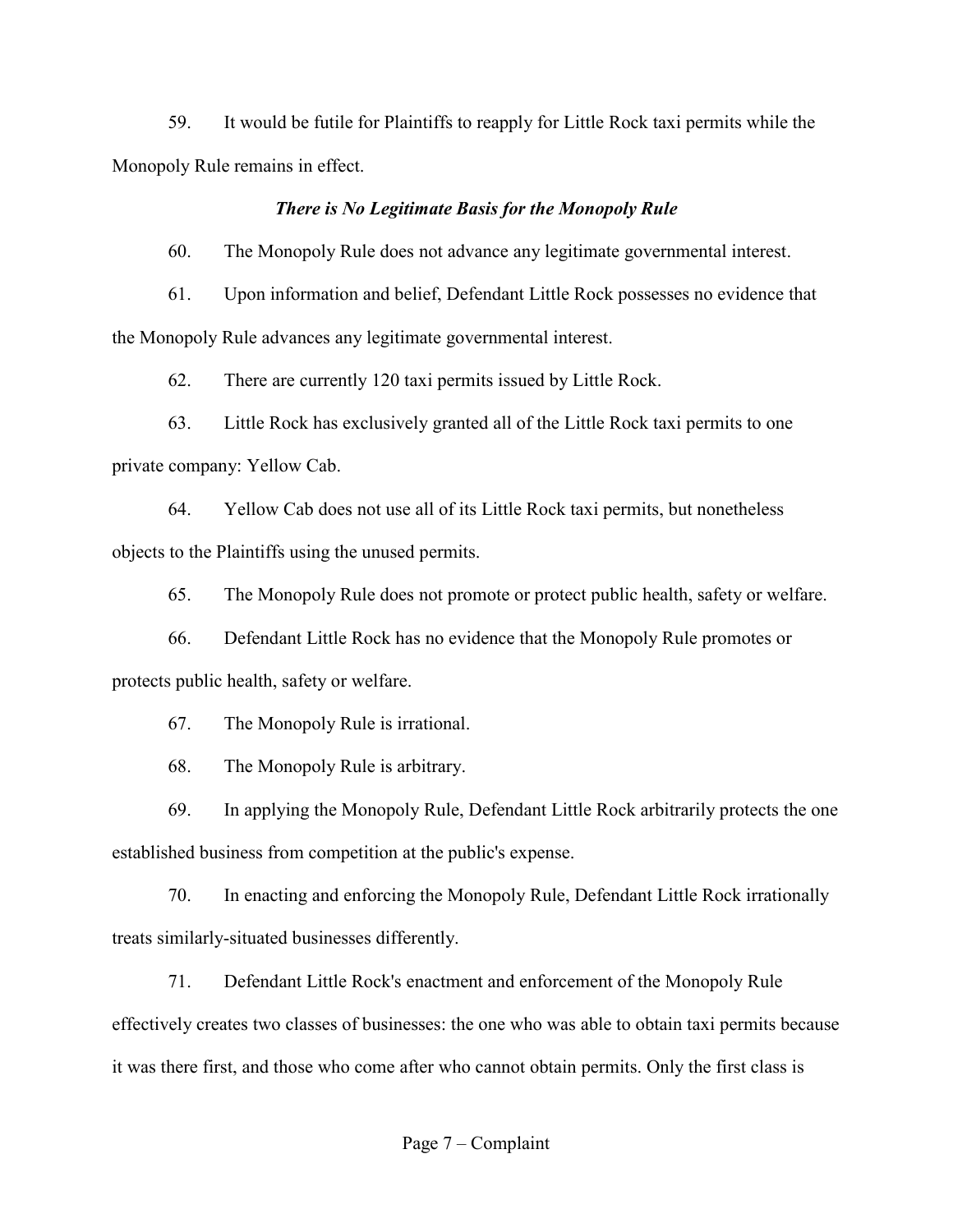59. It would be futile for Plaintiffs to reapply for Little Rock taxi permits while the Monopoly Rule remains in effect.

***There is No Legitimate Basis for the Monopoly Rule***

60. The Monopoly Rule does not advance any legitimate governmental interest.

61. Upon information and belief, Defendant Little Rock possesses no evidence that the Monopoly Rule advances any legitimate governmental interest.

62. There are currently 120 taxi permits issued by Little Rock.

63. Little Rock has exclusively granted all of the Little Rock taxi permits to one private company: Yellow Cab.

64. Yellow Cab does not use all of its Little Rock taxi permits, but nonetheless objects to the Plaintiffs using the unused permits.

65. The Monopoly Rule does not promote or protect public health, safety or welfare.

66. Defendant Little Rock has no evidence that the Monopoly Rule promotes or protects public health, safety or welfare.

67. The Monopoly Rule is irrational.

68. The Monopoly Rule is arbitrary.

69. In applying the Monopoly Rule, Defendant Little Rock arbitrarily protects the one established business from competition at the public's expense.

70. In enacting and enforcing the Monopoly Rule, Defendant Little Rock irrationally treats similarly-situated businesses differently.

71. Defendant Little Rock's enactment and enforcement of the Monopoly Rule effectively creates two classes of businesses: the one who was able to obtain taxi permits because it was there first, and those who come after who cannot obtain permits. Only the first class is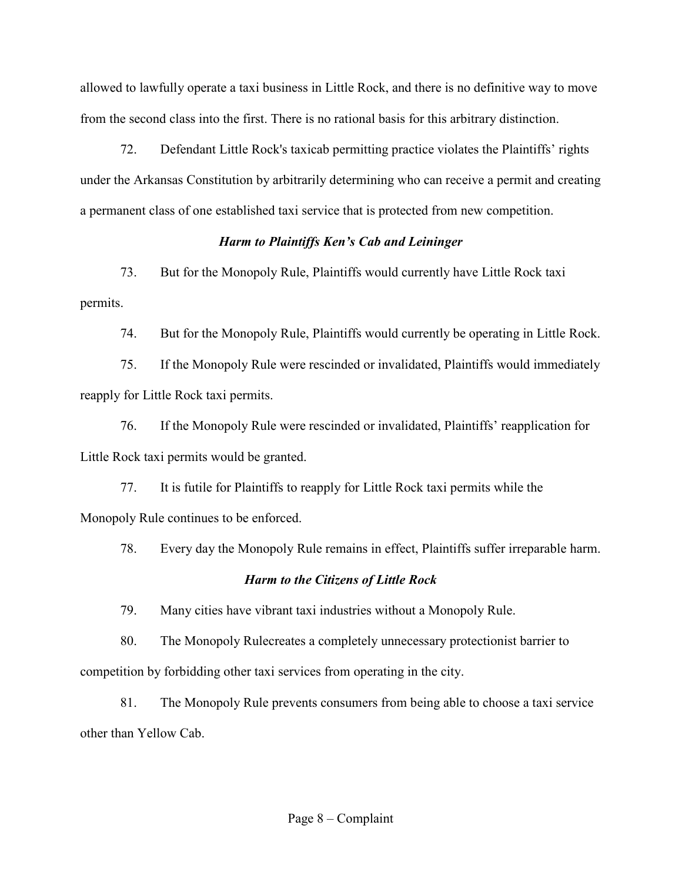allowed to lawfully operate a taxi business in Little Rock, and there is no definitive way to move from the second class into the first. There is no rational basis for this arbitrary distinction.

72. Defendant Little Rock's taxicab permitting practice violates the Plaintiffs' rights under the Arkansas Constitution by arbitrarily determining who can receive a permit and creating a permanent class of one established taxi service that is protected from new competition.

### *Harm to Plaintiffs Ken's Cab and Leininger*

73. But for the Monopoly Rule, Plaintiffs would currently have Little Rock taxi permits.

74. But for the Monopoly Rule, Plaintiffs would currently be operating in Little Rock.

75. If the Monopoly Rule were rescinded or invalidated, Plaintiffs would immediately reapply for Little Rock taxi permits.

76. If the Monopoly Rule were rescinded or invalidated, Plaintiffs' reapplication for Little Rock taxi permits would be granted.

77. It is futile for Plaintiffs to reapply for Little Rock taxi permits while the Monopoly Rule continues to be enforced.

78. Every day the Monopoly Rule remains in effect, Plaintiffs suffer irreparable harm.

### *Harm to the Citizens of Little Rock*

79. Many cities have vibrant taxi industries without a Monopoly Rule.

80. The Monopoly Rulecreates a completely unnecessary protectionist barrier to competition by forbidding other taxi services from operating in the city.

81. The Monopoly Rule prevents consumers from being able to choose a taxi service other than Yellow Cab.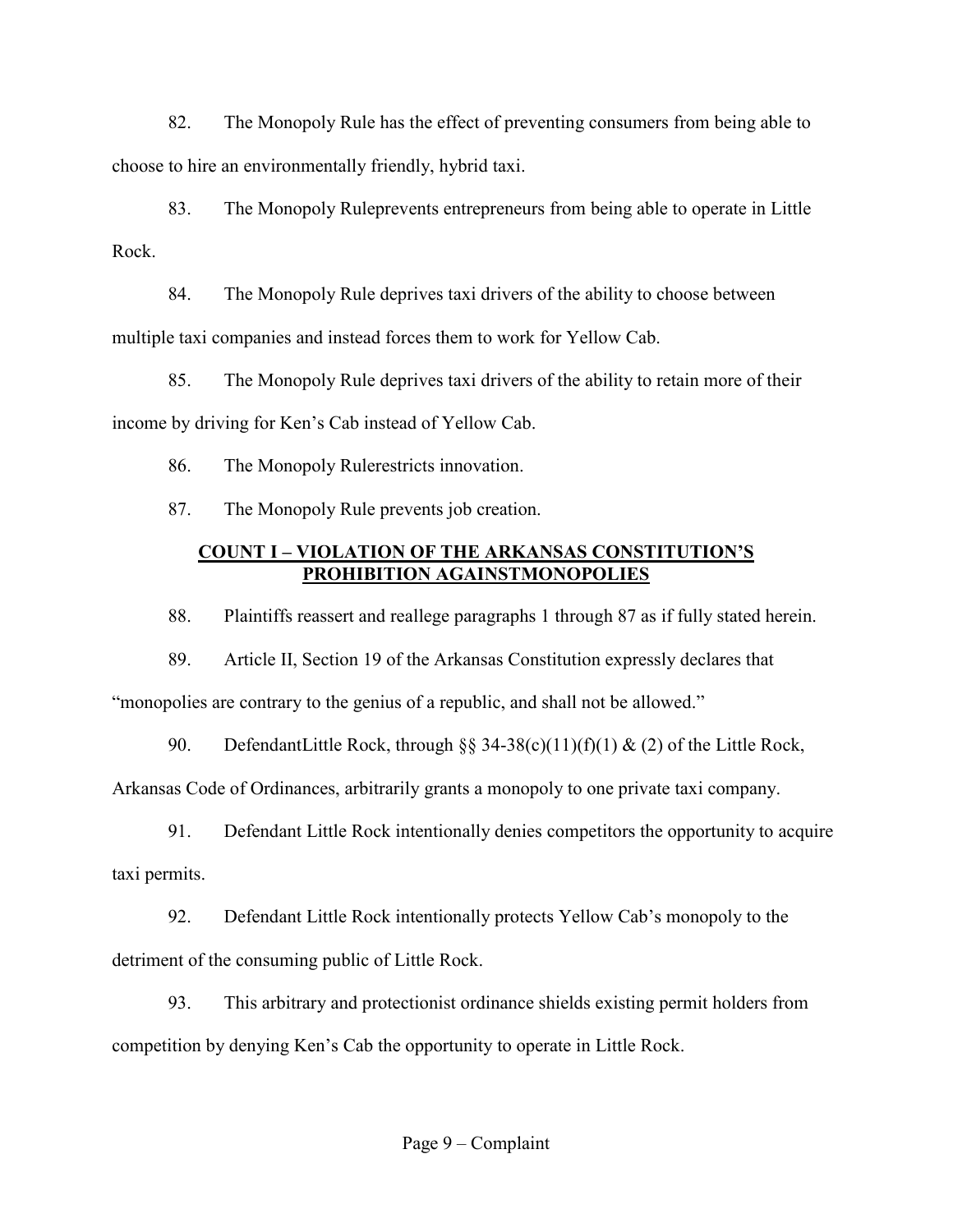82. The Monopoly Rule has the effect of preventing consumers from being able to choose to hire an environmentally friendly, hybrid taxi.

83. The Monopoly Ruleprevents entrepreneurs from being able to operate in Little Rock.

84. The Monopoly Rule deprives taxi drivers of the ability to choose between multiple taxi companies and instead forces them to work for Yellow Cab.

85. The Monopoly Rule deprives taxi drivers of the ability to retain more of their income by driving for Ken's Cab instead of Yellow Cab.

86. The Monopoly Rulerestricts innovation.

87. The Monopoly Rule prevents job creation.

## COUNT I – VIOLATION OF THE ARKANSAS CONSTITUTION'S PROHIBITION AGAINSTMONOPOLIES

88. Plaintiffs reassert and reallege paragraphs 1 through 87 as if fully stated herein.

89. Article II, Section 19 of the Arkansas Constitution expressly declares that "monopolies are contrary to the genius of a republic, and shall not be allowed."

90. DefendantLittle Rock, through §§ 34-38(c)(11)(f)(1) & (2) of the Little Rock, Arkansas Code of Ordinances, arbitrarily grants a monopoly to one private taxi company.

91. Defendant Little Rock intentionally denies competitors the opportunity to acquire taxi permits.

92. Defendant Little Rock intentionally protects Yellow Cab's monopoly to the detriment of the consuming public of Little Rock.

93. This arbitrary and protectionist ordinance shields existing permit holders from competition by denying Ken's Cab the opportunity to operate in Little Rock.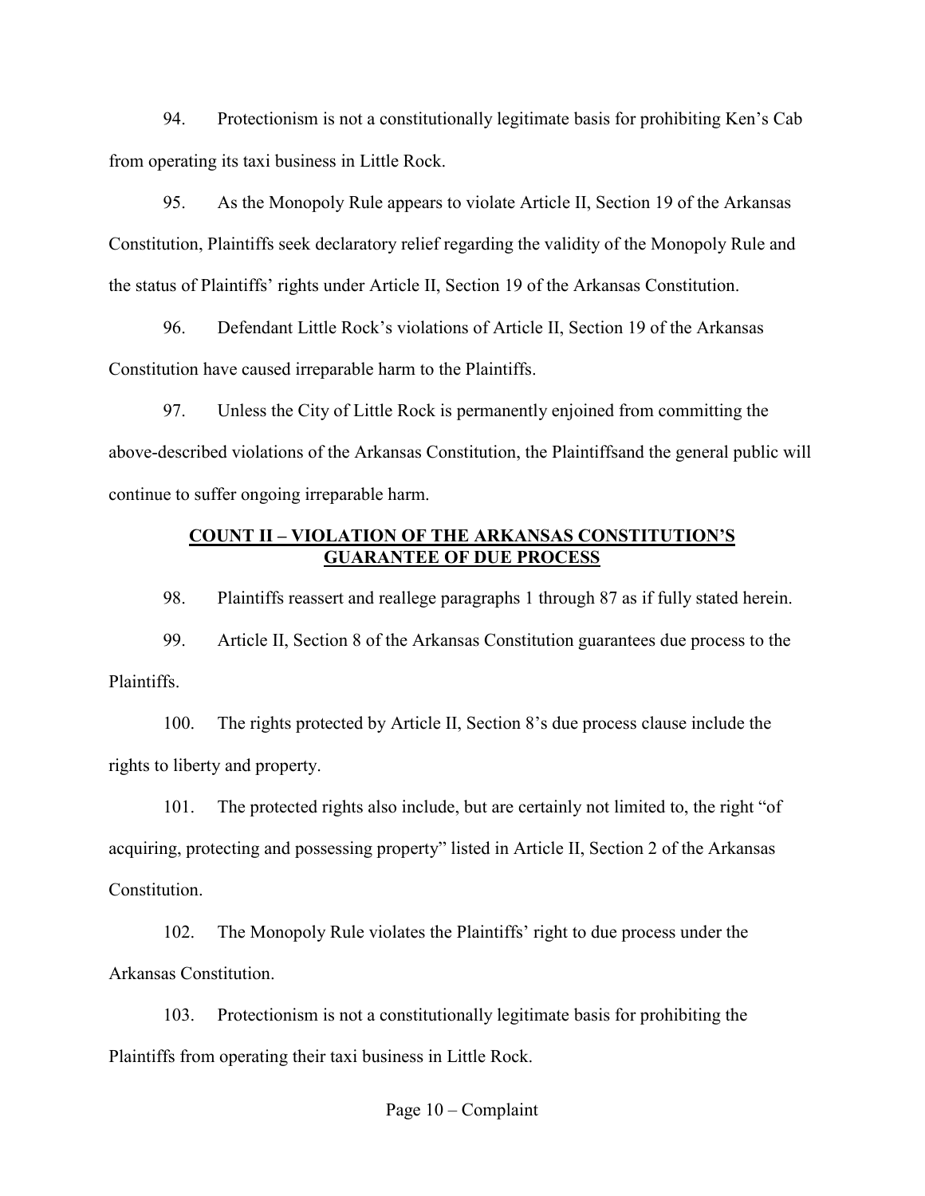94. Protectionism is not a constitutionally legitimate basis for prohibiting Ken's Cab from operating its taxi business in Little Rock.

95. As the Monopoly Rule appears to violate Article II, Section 19 of the Arkansas Constitution, Plaintiffs seek declaratory relief regarding the validity of the Monopoly Rule and the status of Plaintiffs' rights under Article II, Section 19 of the Arkansas Constitution.

96. Defendant Little Rock's violations of Article II, Section 19 of the Arkansas Constitution have caused irreparable harm to the Plaintiffs.

97. Unless the City of Little Rock is permanently enjoined from committing the above-described violations of the Arkansas Constitution, the Plaintiffsand the general public will continue to suffer ongoing irreparable harm.

## **COUNT II – VIOLATION OF THE ARKANSAS CONSTITUTION'S GUARANTEE OF DUE PROCESS**

98. Plaintiffs reassert and reallege paragraphs 1 through 87 as if fully stated herein.

99. Article II, Section 8 of the Arkansas Constitution guarantees due process to the Plaintiffs.

100. The rights protected by Article II, Section 8's due process clause include the rights to liberty and property.

101. The protected rights also include, but are certainly not limited to, the right "of acquiring, protecting and possessing property" listed in Article II, Section 2 of the Arkansas Constitution.

102. The Monopoly Rule violates the Plaintiffs' right to due process under the Arkansas Constitution.

103. Protectionism is not a constitutionally legitimate basis for prohibiting the Plaintiffs from operating their taxi business in Little Rock.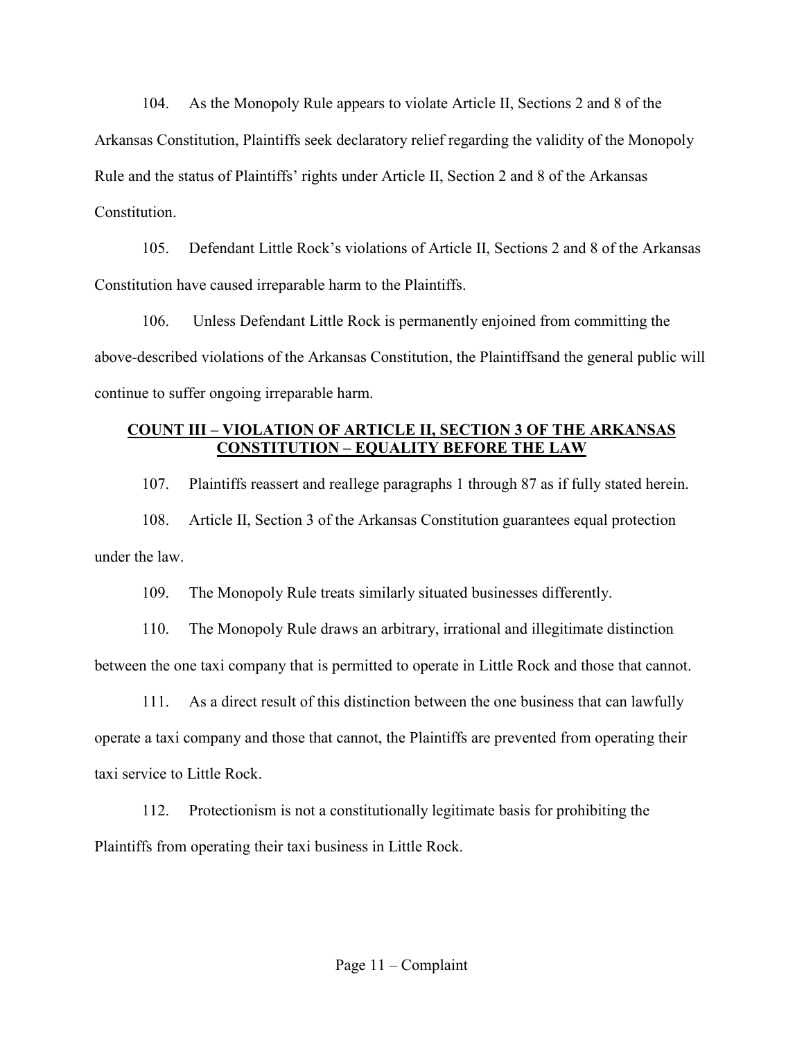104. As the Monopoly Rule appears to violate Article II, Sections 2 and 8 of the Arkansas Constitution, Plaintiffs seek declaratory relief regarding the validity of the Monopoly Rule and the status of Plaintiffs' rights under Article II, Section 2 and 8 of the Arkansas Constitution.

105. Defendant Little Rock's violations of Article II, Sections 2 and 8 of the Arkansas Constitution have caused irreparable harm to the Plaintiffs.

106. Unless Defendant Little Rock is permanently enjoined from committing the above-described violations of the Arkansas Constitution, the Plaintiffsand the general public will continue to suffer ongoing irreparable harm.

## COUNT III – VIOLATION OF ARTICLE II, SECTION 3 OF THE ARKANSAS CONSTITUTION – EQUALITY BEFORE THE LAW

107. Plaintiffs reassert and reallege paragraphs 1 through 87 as if fully stated herein.

108. Article II, Section 3 of the Arkansas Constitution guarantees equal protection under the law.

109. The Monopoly Rule treats similarly situated businesses differently.

110. The Monopoly Rule draws an arbitrary, irrational and illegitimate distinction between the one taxi company that is permitted to operate in Little Rock and those that cannot.

111. As a direct result of this distinction between the one business that can lawfully operate a taxi company and those that cannot, the Plaintiffs are prevented from operating their taxi service to Little Rock.

112. Protectionism is not a constitutionally legitimate basis for prohibiting the Plaintiffs from operating their taxi business in Little Rock.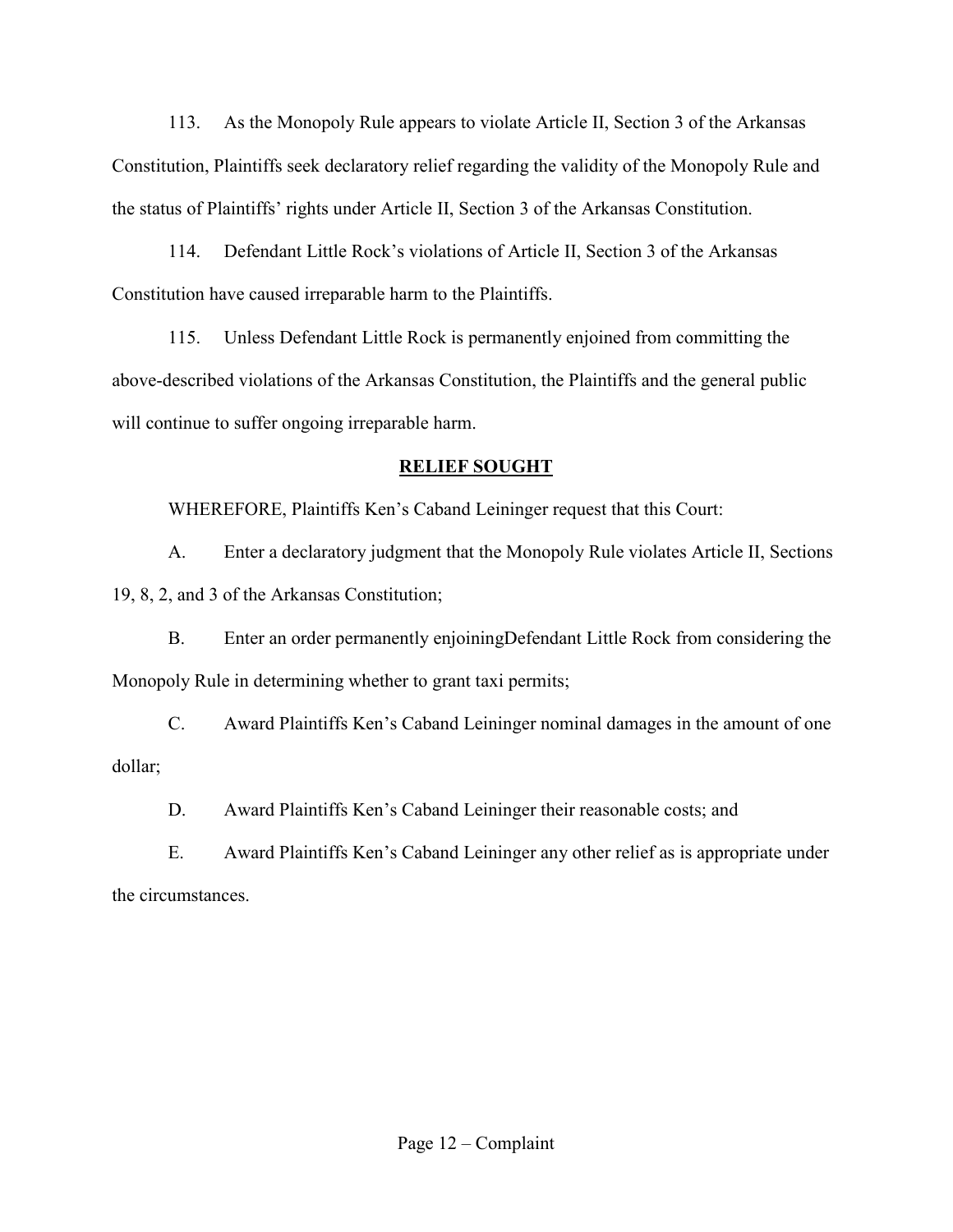113. As the Monopoly Rule appears to violate Article II, Section 3 of the Arkansas Constitution, Plaintiffs seek declaratory relief regarding the validity of the Monopoly Rule and the status of Plaintiffs' rights under Article II, Section 3 of the Arkansas Constitution.

114. Defendant Little Rock's violations of Article II, Section 3 of the Arkansas Constitution have caused irreparable harm to the Plaintiffs.

115. Unless Defendant Little Rock is permanently enjoined from committing the above-described violations of the Arkansas Constitution, the Plaintiffs and the general public will continue to suffer ongoing irreparable harm.

## **RELIEF SOUGHT**

WHEREFORE, Plaintiffs Ken's Caband Leininger request that this Court:

A. Enter a declaratory judgment that the Monopoly Rule violates Article II, Sections 19, 8, 2, and 3 of the Arkansas Constitution;

B. Enter an order permanently enjoiningDefendant Little Rock from considering the Monopoly Rule in determining whether to grant taxi permits;

C. Award Plaintiffs Ken's Caband Leininger nominal damages in the amount of one dollar;

D. Award Plaintiffs Ken's Caband Leininger their reasonable costs; and

E. Award Plaintiffs Ken's Caband Leininger any other relief as is appropriate under the circumstances.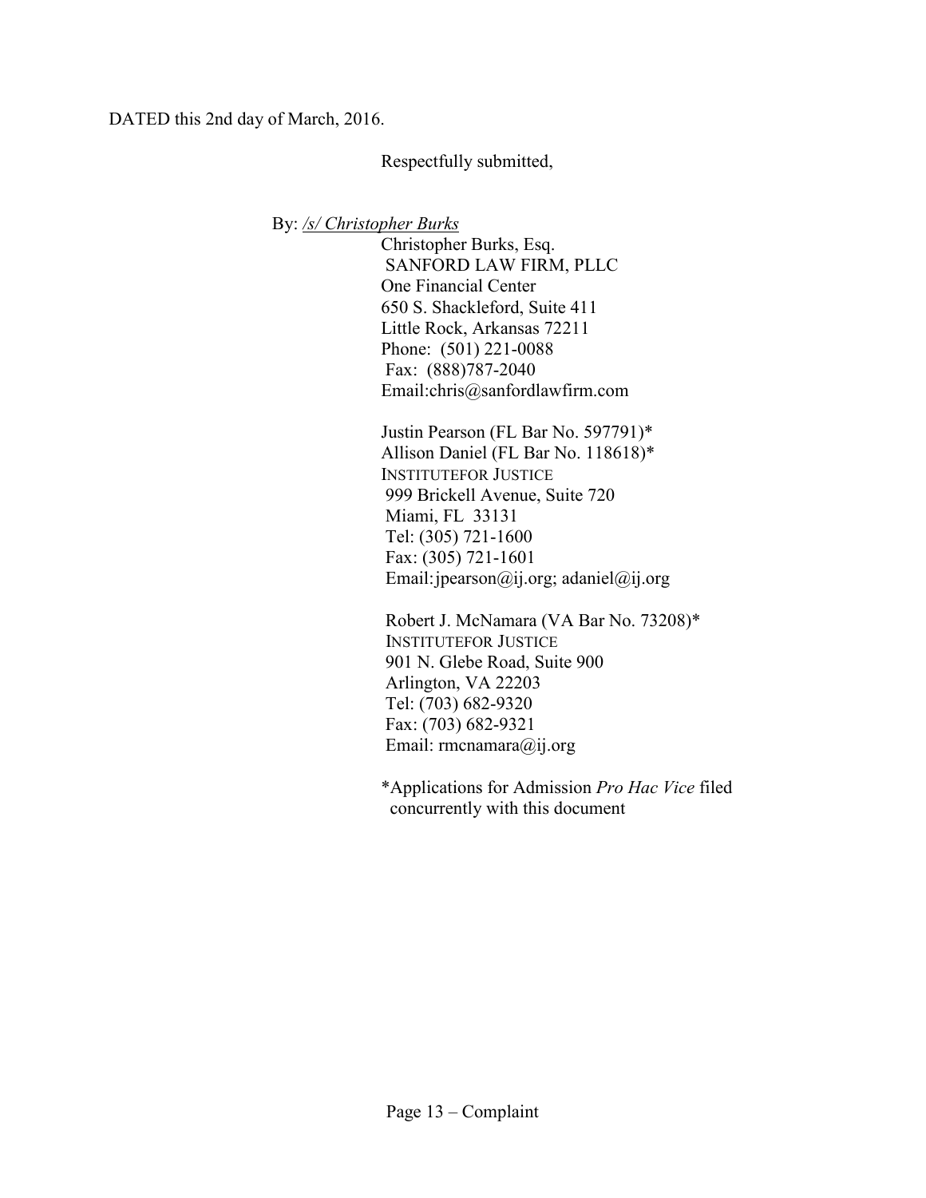DATED this 2nd day of March, 2016.

Respectfully submitted,

By: */s/ Christopher Burks*

Christopher Burks, Esq.
SANFORD LAW FIRM, PLLC
One Financial Center
650 S. Shackleford, Suite 411
Little Rock, Arkansas 72211
Phone: (501) 221-0088
Fax: (888)787-2040
Email:chris@sanfordlawfirm.com

Justin Pearson (FL Bar No. 597791)*
Allison Daniel (FL Bar No. 118618)*
INSTITUTEFOR JUSTICE
999 Brickell Avenue, Suite 720
Miami, FL 33131
Tel: (305) 721-1600
Fax: (305) 721-1601
Email:jpearson@ij.org; adaniel@ij.org

Robert J. McNamara (VA Bar No. 73208)*
INSTITUTEFOR JUSTICE
901 N. Glebe Road, Suite 900
Arlington, VA 22203
Tel: (703) 682-9320
Fax: (703) 682-9321
Email: rmcnamara@ij.org

*Applications for Admission *Pro Hac Vice* filed concurrently with this document

Page 13 – Complaint